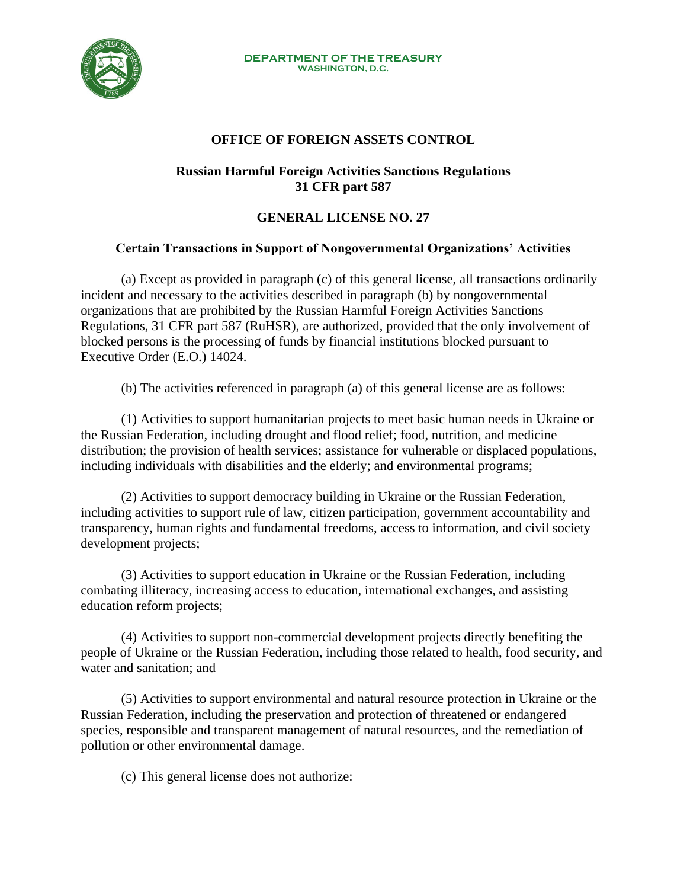**DEPARTMENT OF THE TREASURY**
**WASHINGTON, D.C.**

## OFFICE OF FOREIGN ASSETS CONTROL

### Russian Harmful Foreign Activities Sanctions Regulations
### 31 CFR part 587

### GENERAL LICENSE NO. 27

### Certain Transactions in Support of Nongovernmental Organizations' Activities

(a) Except as provided in paragraph (c) of this general license, all transactions ordinarily incident and necessary to the activities described in paragraph (b) by nongovernmental organizations that are prohibited by the Russian Harmful Foreign Activities Sanctions Regulations, 31 CFR part 587 (RuHSR), are authorized, provided that the only involvement of blocked persons is the processing of funds by financial institutions blocked pursuant to Executive Order (E.O.) 14024.

(b) The activities referenced in paragraph (a) of this general license are as follows:

(1) Activities to support humanitarian projects to meet basic human needs in Ukraine or the Russian Federation, including drought and flood relief; food, nutrition, and medicine distribution; the provision of health services; assistance for vulnerable or displaced populations, including individuals with disabilities and the elderly; and environmental programs;

(2) Activities to support democracy building in Ukraine or the Russian Federation, including activities to support rule of law, citizen participation, government accountability and transparency, human rights and fundamental freedoms, access to information, and civil society development projects;

(3) Activities to support education in Ukraine or the Russian Federation, including combating illiteracy, increasing access to education, international exchanges, and assisting education reform projects;

(4) Activities to support non-commercial development projects directly benefiting the people of Ukraine or the Russian Federation, including those related to health, food security, and water and sanitation; and

(5) Activities to support environmental and natural resource protection in Ukraine or the Russian Federation, including the preservation and protection of threatened or endangered species, responsible and transparent management of natural resources, and the remediation of pollution or other environmental damage.

(c) This general license does not authorize: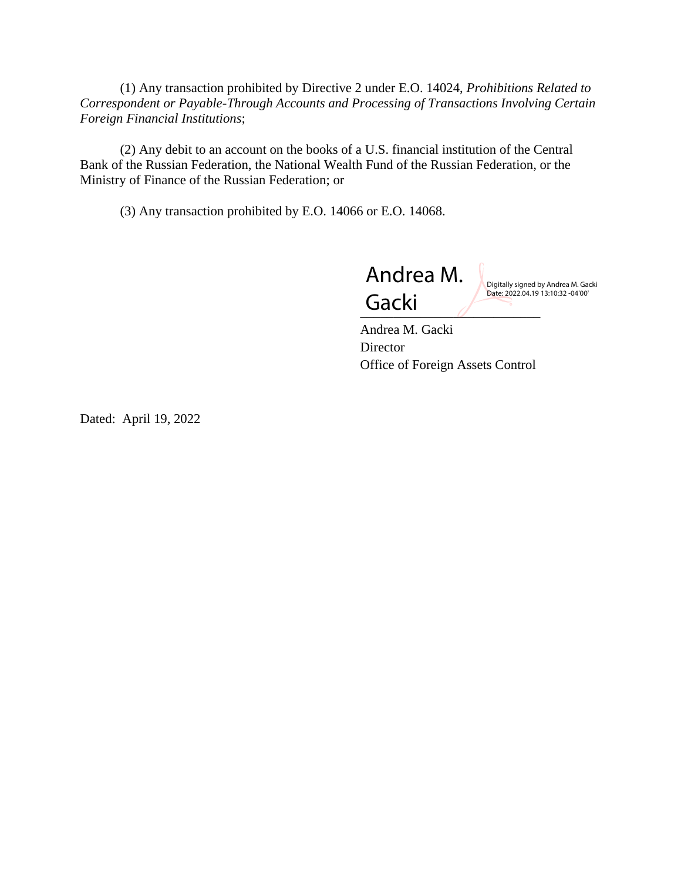(1) Any transaction prohibited by Directive 2 under E.O. 14024, *Prohibitions Related to Correspondent or Payable-Through Accounts and Processing of Transactions Involving Certain Foreign Financial Institutions*;

(2) Any debit to an account on the books of a U.S. financial institution of the Central Bank of the Russian Federation, the National Wealth Fund of the Russian Federation, or the Ministry of Finance of the Russian Federation; or

(3) Any transaction prohibited by E.O. 14066 or E.O. 14068.

Andrea M. Gacki

Digitally signed by Andrea M. Gacki
Date: 2022.04.19 13:10:32 -04'00'

Andrea M. Gacki
Director
Office of Foreign Assets Control

Dated: April 19, 2022